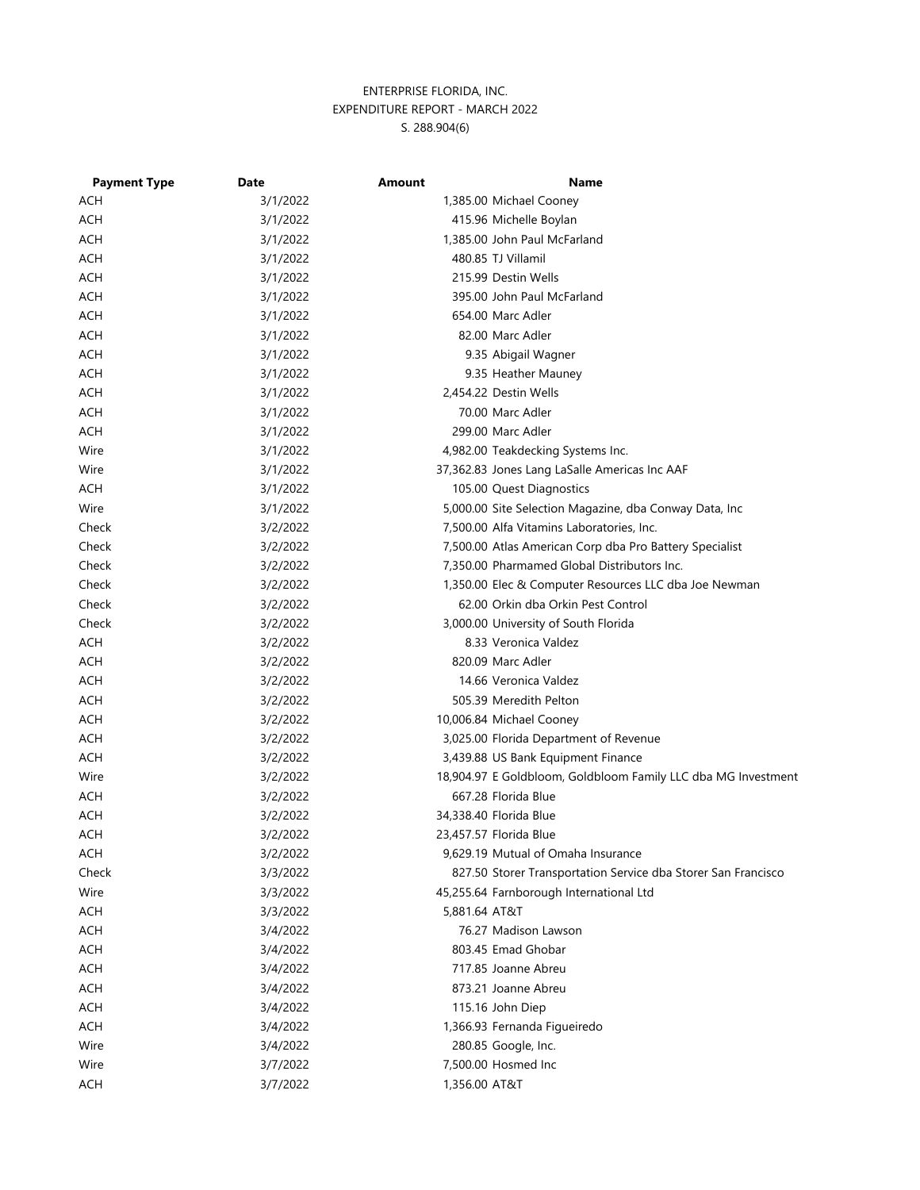ENTERPRISE FLORIDA, INC.
EXPENDITURE REPORT - MARCH 2022
S. 288.904(6)

| Payment Type | Date | Amount | Name |
|---|---|---|---|
| ACH | 3/1/2022 | 1,385.00 | Michael Cooney |
| ACH | 3/1/2022 | 415.96 | Michelle Boylan |
| ACH | 3/1/2022 | 1,385.00 | John Paul McFarland |
| ACH | 3/1/2022 | 480.85 | TJ Villamil |
| ACH | 3/1/2022 | 215.99 | Destin Wells |
| ACH | 3/1/2022 | 395.00 | John Paul McFarland |
| ACH | 3/1/2022 | 654.00 | Marc Adler |
| ACH | 3/1/2022 | 82.00 | Marc Adler |
| ACH | 3/1/2022 | 9.35 | Abigail Wagner |
| ACH | 3/1/2022 | 9.35 | Heather Mauney |
| ACH | 3/1/2022 | 2,454.22 | Destin Wells |
| ACH | 3/1/2022 | 70.00 | Marc Adler |
| ACH | 3/1/2022 | 299.00 | Marc Adler |
| Wire | 3/1/2022 | 4,982.00 | Teakdecking Systems Inc. |
| Wire | 3/1/2022 | 37,362.83 | Jones Lang LaSalle Americas Inc AAF |
| ACH | 3/1/2022 | 105.00 | Quest Diagnostics |
| Wire | 3/1/2022 | 5,000.00 | Site Selection Magazine, dba Conway Data, Inc |
| Check | 3/2/2022 | 7,500.00 | Alfa Vitamins Laboratories, Inc. |
| Check | 3/2/2022 | 7,500.00 | Atlas American Corp dba Pro Battery Specialist |
| Check | 3/2/2022 | 7,350.00 | Pharmamed Global Distributors Inc. |
| Check | 3/2/2022 | 1,350.00 | Elec & Computer Resources LLC dba Joe Newman |
| Check | 3/2/2022 | 62.00 | Orkin dba Orkin Pest Control |
| Check | 3/2/2022 | 3,000.00 | University of South Florida |
| ACH | 3/2/2022 | 8.33 | Veronica Valdez |
| ACH | 3/2/2022 | 820.09 | Marc Adler |
| ACH | 3/2/2022 | 14.66 | Veronica Valdez |
| ACH | 3/2/2022 | 505.39 | Meredith Pelton |
| ACH | 3/2/2022 | 10,006.84 | Michael Cooney |
| ACH | 3/2/2022 | 3,025.00 | Florida Department of Revenue |
| ACH | 3/2/2022 | 3,439.88 | US Bank Equipment Finance |
| Wire | 3/2/2022 | 18,904.97 | E Goldbloom, Goldbloom Family LLC dba MG Investment |
| ACH | 3/2/2022 | 667.28 | Florida Blue |
| ACH | 3/2/2022 | 34,338.40 | Florida Blue |
| ACH | 3/2/2022 | 23,457.57 | Florida Blue |
| ACH | 3/2/2022 | 9,629.19 | Mutual of Omaha Insurance |
| Check | 3/3/2022 | 827.50 | Storer Transportation Service dba Storer San Francisco |
| Wire | 3/3/2022 | 45,255.64 | Farnborough International Ltd |
| ACH | 3/3/2022 | 5,881.64 | AT&T |
| ACH | 3/4/2022 | 76.27 | Madison Lawson |
| ACH | 3/4/2022 | 803.45 | Emad Ghobar |
| ACH | 3/4/2022 | 717.85 | Joanne Abreu |
| ACH | 3/4/2022 | 873.21 | Joanne Abreu |
| ACH | 3/4/2022 | 115.16 | John Diep |
| ACH | 3/4/2022 | 1,366.93 | Fernanda Figueiredo |
| Wire | 3/4/2022 | 280.85 | Google, Inc. |
| Wire | 3/7/2022 | 7,500.00 | Hosmed Inc |
| ACH | 3/7/2022 | 1,356.00 | AT&T |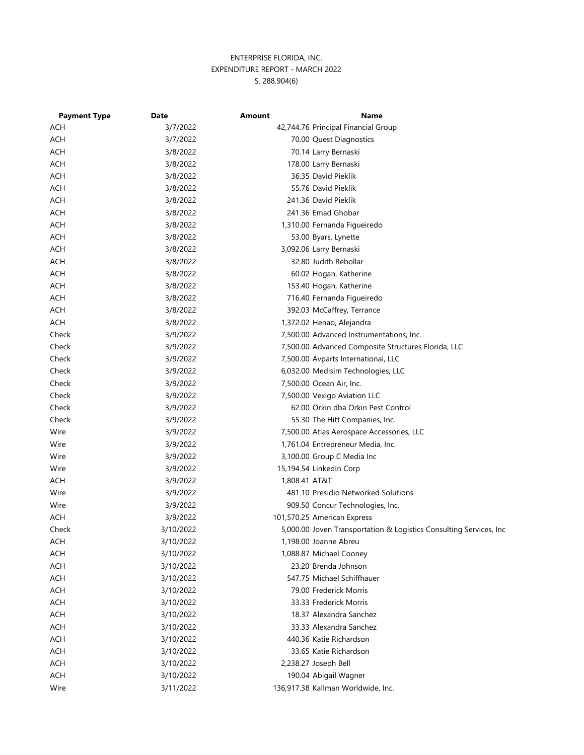ENTERPRISE FLORIDA, INC.
EXPENDITURE REPORT - MARCH 2022
S. 288.904(6)

| Payment Type | Date | Amount | Name |
|---|---|---|---|
| ACH | 3/7/2022 | 42,744.76 | Principal Financial Group |
| ACH | 3/7/2022 | 70.00 | Quest Diagnostics |
| ACH | 3/8/2022 | 70.14 | Larry Bernaski |
| ACH | 3/8/2022 | 178.00 | Larry Bernaski |
| ACH | 3/8/2022 | 36.35 | David Pieklik |
| ACH | 3/8/2022 | 55.76 | David Pieklik |
| ACH | 3/8/2022 | 241.36 | David Pieklik |
| ACH | 3/8/2022 | 241.36 | Emad Ghobar |
| ACH | 3/8/2022 | 1,310.00 | Fernanda Figueiredo |
| ACH | 3/8/2022 | 53.00 | Byars, Lynette |
| ACH | 3/8/2022 | 3,092.06 | Larry Bernaski |
| ACH | 3/8/2022 | 32.80 | Judith Rebollar |
| ACH | 3/8/2022 | 60.02 | Hogan, Katherine |
| ACH | 3/8/2022 | 153.40 | Hogan, Katherine |
| ACH | 3/8/2022 | 716.40 | Fernanda Figueiredo |
| ACH | 3/8/2022 | 392.03 | McCaffrey, Terrance |
| ACH | 3/8/2022 | 1,372.02 | Henao, Alejandra |
| Check | 3/9/2022 | 7,500.00 | Advanced Instrumentations, Inc. |
| Check | 3/9/2022 | 7,500.00 | Advanced Composite Structures Florida, LLC |
| Check | 3/9/2022 | 7,500.00 | Avparts International, LLC |
| Check | 3/9/2022 | 6,032.00 | Medisim Technologies, LLC |
| Check | 3/9/2022 | 7,500.00 | Ocean Air, Inc. |
| Check | 3/9/2022 | 7,500.00 | Vexigo Aviation LLC |
| Check | 3/9/2022 | 62.00 | Orkin dba Orkin Pest Control |
| Check | 3/9/2022 | 55.30 | The Hitt Companies, Inc. |
| Wire | 3/9/2022 | 7,500.00 | Atlas Aerospace Accessories, LLC |
| Wire | 3/9/2022 | 1,761.04 | Entrepreneur Media, Inc. |
| Wire | 3/9/2022 | 3,100.00 | Group C Media Inc |
| Wire | 3/9/2022 | 15,194.54 | LinkedIn Corp |
| ACH | 3/9/2022 | 1,808.41 | AT&T |
| Wire | 3/9/2022 | 481.10 | Presidio Networked Solutions |
| Wire | 3/9/2022 | 909.50 | Concur Technologies, Inc. |
| ACH | 3/9/2022 | 101,570.25 | American Express |
| Check | 3/10/2022 | 5,000.00 | Joven Transportation & Logistics Consulting Services, Inc |
| ACH | 3/10/2022 | 1,198.00 | Joanne Abreu |
| ACH | 3/10/2022 | 1,088.87 | Michael Cooney |
| ACH | 3/10/2022 | 23.20 | Brenda Johnson |
| ACH | 3/10/2022 | 547.75 | Michael Schiffhauer |
| ACH | 3/10/2022 | 79.00 | Frederick Morris |
| ACH | 3/10/2022 | 33.33 | Frederick Morris |
| ACH | 3/10/2022 | 18.37 | Alexandra Sanchez |
| ACH | 3/10/2022 | 33.33 | Alexandra Sanchez |
| ACH | 3/10/2022 | 440.36 | Katie Richardson |
| ACH | 3/10/2022 | 33.65 | Katie Richardson |
| ACH | 3/10/2022 | 2,238.27 | Joseph Bell |
| ACH | 3/10/2022 | 190.04 | Abigail Wagner |
| Wire | 3/11/2022 | 136,917.38 | Kallman Worldwide, Inc. |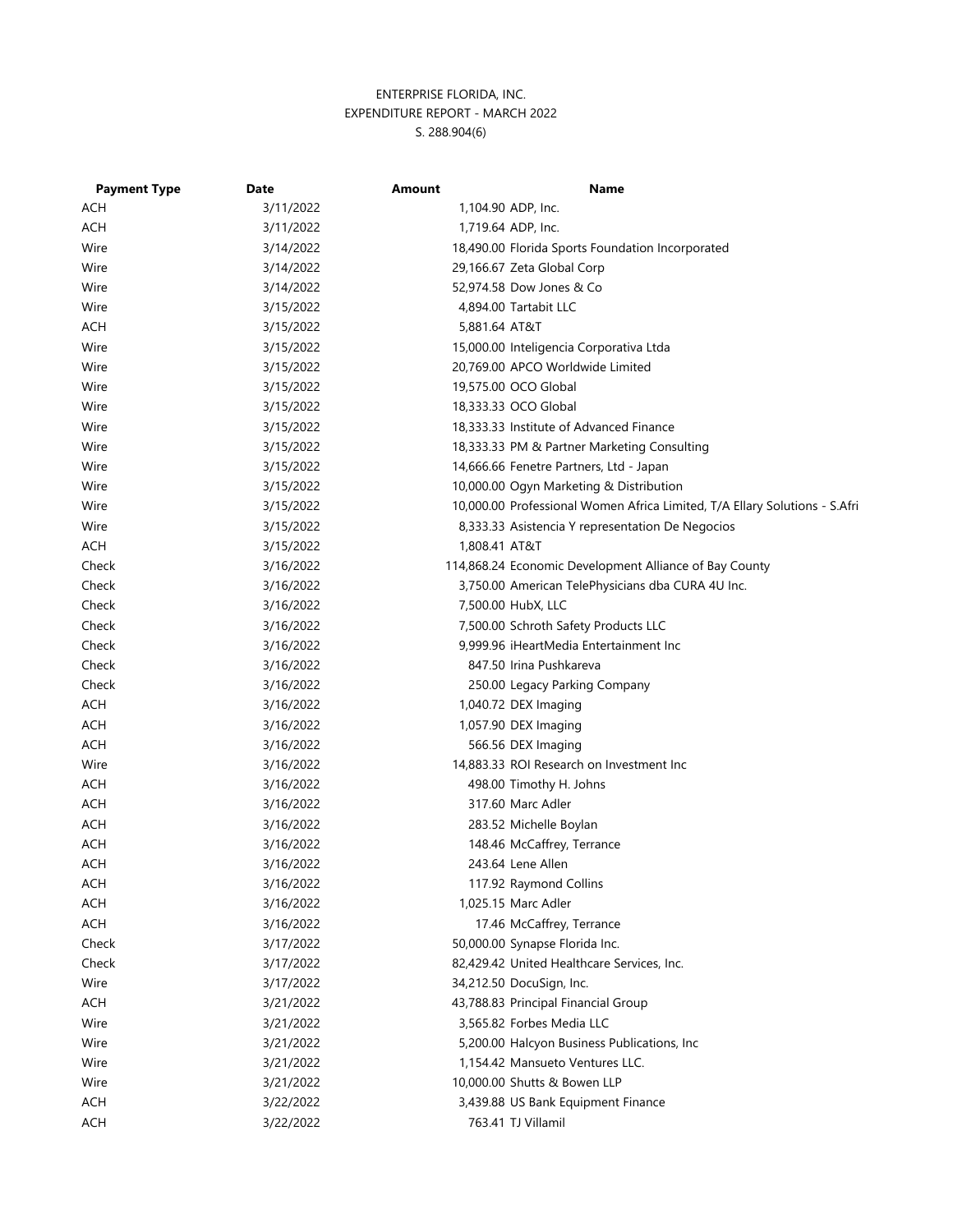ENTERPRISE FLORIDA, INC.
EXPENDITURE REPORT - MARCH 2022
S. 288.904(6)

| Payment Type | Date | Amount | Name |
|---|---|---|---|
| ACH | 3/11/2022 | 1,104.90 | ADP, Inc. |
| ACH | 3/11/2022 | 1,719.64 | ADP, Inc. |
| Wire | 3/14/2022 | 18,490.00 | Florida Sports Foundation Incorporated |
| Wire | 3/14/2022 | 29,166.67 | Zeta Global Corp |
| Wire | 3/14/2022 | 52,974.58 | Dow Jones & Co |
| Wire | 3/15/2022 | 4,894.00 | Tartabit LLC |
| ACH | 3/15/2022 | 5,881.64 | AT&T |
| Wire | 3/15/2022 | 15,000.00 | Inteligencia Corporativa Ltda |
| Wire | 3/15/2022 | 20,769.00 | APCO Worldwide Limited |
| Wire | 3/15/2022 | 19,575.00 | OCO Global |
| Wire | 3/15/2022 | 18,333.33 | OCO Global |
| Wire | 3/15/2022 | 18,333.33 | Institute of Advanced Finance |
| Wire | 3/15/2022 | 18,333.33 | PM & Partner Marketing Consulting |
| Wire | 3/15/2022 | 14,666.66 | Fenetre Partners, Ltd - Japan |
| Wire | 3/15/2022 | 10,000.00 | Ogyn Marketing & Distribution |
| Wire | 3/15/2022 | 10,000.00 | Professional Women Africa Limited, T/A Ellary Solutions - S.Afri |
| Wire | 3/15/2022 | 8,333.33 | Asistencia Y representation De Negocios |
| ACH | 3/15/2022 | 1,808.41 | AT&T |
| Check | 3/16/2022 | 114,868.24 | Economic Development Alliance of Bay County |
| Check | 3/16/2022 | 3,750.00 | American TelePhysicians dba CURA 4U Inc. |
| Check | 3/16/2022 | 7,500.00 | HubX, LLC |
| Check | 3/16/2022 | 7,500.00 | Schroth Safety Products LLC |
| Check | 3/16/2022 | 9,999.96 | iHeartMedia Entertainment Inc |
| Check | 3/16/2022 | 847.50 | Irina Pushkareva |
| Check | 3/16/2022 | 250.00 | Legacy Parking Company |
| ACH | 3/16/2022 | 1,040.72 | DEX Imaging |
| ACH | 3/16/2022 | 1,057.90 | DEX Imaging |
| ACH | 3/16/2022 | 566.56 | DEX Imaging |
| Wire | 3/16/2022 | 14,883.33 | ROI Research on Investment Inc |
| ACH | 3/16/2022 | 498.00 | Timothy H. Johns |
| ACH | 3/16/2022 | 317.60 | Marc Adler |
| ACH | 3/16/2022 | 283.52 | Michelle Boylan |
| ACH | 3/16/2022 | 148.46 | McCaffrey, Terrance |
| ACH | 3/16/2022 | 243.64 | Lene Allen |
| ACH | 3/16/2022 | 117.92 | Raymond Collins |
| ACH | 3/16/2022 | 1,025.15 | Marc Adler |
| ACH | 3/16/2022 | 17.46 | McCaffrey, Terrance |
| Check | 3/17/2022 | 50,000.00 | Synapse Florida Inc. |
| Check | 3/17/2022 | 82,429.42 | United Healthcare Services, Inc. |
| Wire | 3/17/2022 | 34,212.50 | DocuSign, Inc. |
| ACH | 3/21/2022 | 43,788.83 | Principal Financial Group |
| Wire | 3/21/2022 | 3,565.82 | Forbes Media LLC |
| Wire | 3/21/2022 | 5,200.00 | Halcyon Business Publications, Inc |
| Wire | 3/21/2022 | 1,154.42 | Mansueto Ventures LLC. |
| Wire | 3/21/2022 | 10,000.00 | Shutts & Bowen LLP |
| ACH | 3/22/2022 | 3,439.88 | US Bank Equipment Finance |
| ACH | 3/22/2022 | 763.41 | TJ Villamil |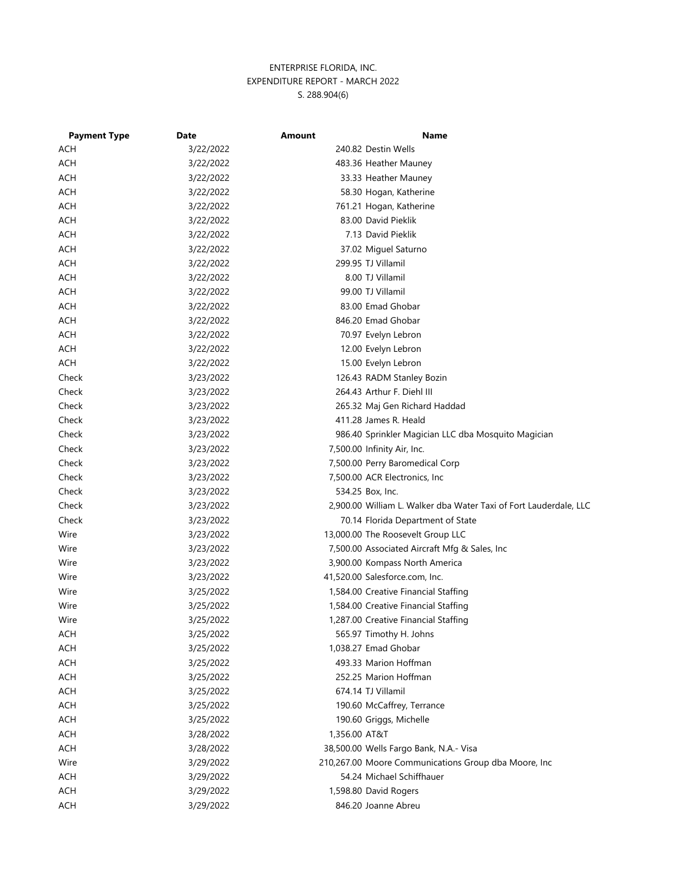ENTERPRISE FLORIDA, INC.
EXPENDITURE REPORT - MARCH 2022
S. 288.904(6)

| Payment Type | Date | Amount | Name |
|---|---|---|---|
| ACH | 3/22/2022 | 240.82 | Destin Wells |
| ACH | 3/22/2022 | 483.36 | Heather Mauney |
| ACH | 3/22/2022 | 33.33 | Heather Mauney |
| ACH | 3/22/2022 | 58.30 | Hogan, Katherine |
| ACH | 3/22/2022 | 761.21 | Hogan, Katherine |
| ACH | 3/22/2022 | 83.00 | David Pieklik |
| ACH | 3/22/2022 | 7.13 | David Pieklik |
| ACH | 3/22/2022 | 37.02 | Miguel Saturno |
| ACH | 3/22/2022 | 299.95 | TJ Villamil |
| ACH | 3/22/2022 | 8.00 | TJ Villamil |
| ACH | 3/22/2022 | 99.00 | TJ Villamil |
| ACH | 3/22/2022 | 83.00 | Emad Ghobar |
| ACH | 3/22/2022 | 846.20 | Emad Ghobar |
| ACH | 3/22/2022 | 70.97 | Evelyn Lebron |
| ACH | 3/22/2022 | 12.00 | Evelyn Lebron |
| ACH | 3/22/2022 | 15.00 | Evelyn Lebron |
| Check | 3/23/2022 | 126.43 | RADM Stanley Bozin |
| Check | 3/23/2022 | 264.43 | Arthur F. Diehl III |
| Check | 3/23/2022 | 265.32 | Maj Gen Richard Haddad |
| Check | 3/23/2022 | 411.28 | James R. Heald |
| Check | 3/23/2022 | 986.40 | Sprinkler Magician LLC dba Mosquito Magician |
| Check | 3/23/2022 | 7,500.00 | Infinity Air, Inc. |
| Check | 3/23/2022 | 7,500.00 | Perry Baromedical Corp |
| Check | 3/23/2022 | 7,500.00 | ACR Electronics, Inc |
| Check | 3/23/2022 | 534.25 | Box, Inc. |
| Check | 3/23/2022 | 2,900.00 | William L. Walker dba Water Taxi of Fort Lauderdale, LLC |
| Check | 3/23/2022 | 70.14 | Florida Department of State |
| Wire | 3/23/2022 | 13,000.00 | The Roosevelt Group LLC |
| Wire | 3/23/2022 | 7,500.00 | Associated Aircraft Mfg & Sales, Inc |
| Wire | 3/23/2022 | 3,900.00 | Kompass North America |
| Wire | 3/23/2022 | 41,520.00 | Salesforce.com, Inc. |
| Wire | 3/25/2022 | 1,584.00 | Creative Financial Staffing |
| Wire | 3/25/2022 | 1,584.00 | Creative Financial Staffing |
| Wire | 3/25/2022 | 1,287.00 | Creative Financial Staffing |
| ACH | 3/25/2022 | 565.97 | Timothy H. Johns |
| ACH | 3/25/2022 | 1,038.27 | Emad Ghobar |
| ACH | 3/25/2022 | 493.33 | Marion Hoffman |
| ACH | 3/25/2022 | 252.25 | Marion Hoffman |
| ACH | 3/25/2022 | 674.14 | TJ Villamil |
| ACH | 3/25/2022 | 190.60 | McCaffrey, Terrance |
| ACH | 3/25/2022 | 190.60 | Griggs, Michelle |
| ACH | 3/28/2022 | 1,356.00 | AT&T |
| ACH | 3/28/2022 | 38,500.00 | Wells Fargo Bank, N.A.- Visa |
| Wire | 3/29/2022 | 210,267.00 | Moore Communications Group dba Moore, Inc |
| ACH | 3/29/2022 | 54.24 | Michael Schiffhauer |
| ACH | 3/29/2022 | 1,598.80 | David Rogers |
| ACH | 3/29/2022 | 846.20 | Joanne Abreu |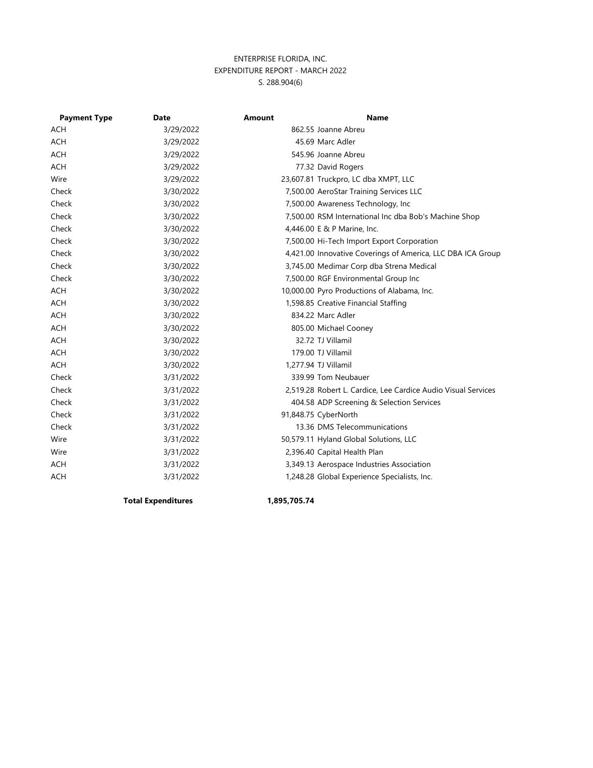ENTERPRISE FLORIDA, INC.
EXPENDITURE REPORT - MARCH 2022
S. 288.904(6)

| Payment Type | Date | Amount | Name |
|---|---|---|---|
| ACH | 3/29/2022 | 862.55 | Joanne Abreu |
| ACH | 3/29/2022 | 45.69 | Marc Adler |
| ACH | 3/29/2022 | 545.96 | Joanne Abreu |
| ACH | 3/29/2022 | 77.32 | David Rogers |
| Wire | 3/29/2022 | 23,607.81 | Truckpro, LC dba XMPT, LLC |
| Check | 3/30/2022 | 7,500.00 | AeroStar Training Services LLC |
| Check | 3/30/2022 | 7,500.00 | Awareness Technology, Inc |
| Check | 3/30/2022 | 7,500.00 | RSM International Inc dba Bob's Machine Shop |
| Check | 3/30/2022 | 4,446.00 | E & P Marine, Inc. |
| Check | 3/30/2022 | 7,500.00 | Hi-Tech Import Export Corporation |
| Check | 3/30/2022 | 4,421.00 | Innovative Coverings of America, LLC DBA ICA Group |
| Check | 3/30/2022 | 3,745.00 | Medimar Corp dba Strena Medical |
| Check | 3/30/2022 | 7,500.00 | RGF Environmental Group Inc |
| ACH | 3/30/2022 | 10,000.00 | Pyro Productions of Alabama, Inc. |
| ACH | 3/30/2022 | 1,598.85 | Creative Financial Staffing |
| ACH | 3/30/2022 | 834.22 | Marc Adler |
| ACH | 3/30/2022 | 805.00 | Michael Cooney |
| ACH | 3/30/2022 | 32.72 | TJ Villamil |
| ACH | 3/30/2022 | 179.00 | TJ Villamil |
| ACH | 3/30/2022 | 1,277.94 | TJ Villamil |
| Check | 3/31/2022 | 339.99 | Tom Neubauer |
| Check | 3/31/2022 | 2,519.28 | Robert L. Cardice, Lee Cardice Audio Visual Services |
| Check | 3/31/2022 | 404.58 | ADP Screening & Selection Services |
| Check | 3/31/2022 | 91,848.75 | CyberNorth |
| Check | 3/31/2022 | 13.36 | DMS Telecommunications |
| Wire | 3/31/2022 | 50,579.11 | Hyland Global Solutions, LLC |
| Wire | 3/31/2022 | 2,396.40 | Capital Health Plan |
| ACH | 3/31/2022 | 3,349.13 | Aerospace Industries Association |
| ACH | 3/31/2022 | 1,248.28 | Global Experience Specialists, Inc. |
| | **Total Expenditures** | **1,895,705.74** | |